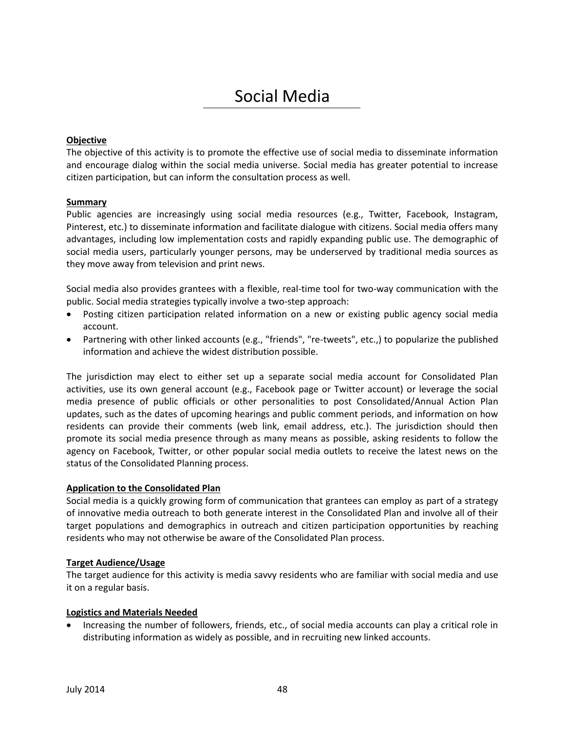# Social Media

**Objective**

The objective of this activity is to promote the effective use of social media to disseminate information and encourage dialog within the social media universe. Social media has greater potential to increase citizen participation, but can inform the consultation process as well.

**Summary**

Public agencies are increasingly using social media resources (e.g., Twitter, Facebook, Instagram, Pinterest, etc.) to disseminate information and facilitate dialogue with citizens. Social media offers many advantages, including low implementation costs and rapidly expanding public use. The demographic of social media users, particularly younger persons, may be underserved by traditional media sources as they move away from television and print news.

Social media also provides grantees with a flexible, real-time tool for two-way communication with the public. Social media strategies typically involve a two-step approach:

- Posting citizen participation related information on a new or existing public agency social media account.
- Partnering with other linked accounts (e.g., "friends", "re-tweets", etc.,) to popularize the published information and achieve the widest distribution possible.

The jurisdiction may elect to either set up a separate social media account for Consolidated Plan activities, use its own general account (e.g., Facebook page or Twitter account) or leverage the social media presence of public officials or other personalities to post Consolidated/Annual Action Plan updates, such as the dates of upcoming hearings and public comment periods, and information on how residents can provide their comments (web link, email address, etc.). The jurisdiction should then promote its social media presence through as many means as possible, asking residents to follow the agency on Facebook, Twitter, or other popular social media outlets to receive the latest news on the status of the Consolidated Planning process.

**Application to the Consolidated Plan**

Social media is a quickly growing form of communication that grantees can employ as part of a strategy of innovative media outreach to both generate interest in the Consolidated Plan and involve all of their target populations and demographics in outreach and citizen participation opportunities by reaching residents who may not otherwise be aware of the Consolidated Plan process.

**Target Audience/Usage**

The target audience for this activity is media savvy residents who are familiar with social media and use it on a regular basis.

**Logistics and Materials Needed**

- Increasing the number of followers, friends, etc., of social media accounts can play a critical role in distributing information as widely as possible, and in recruiting new linked accounts.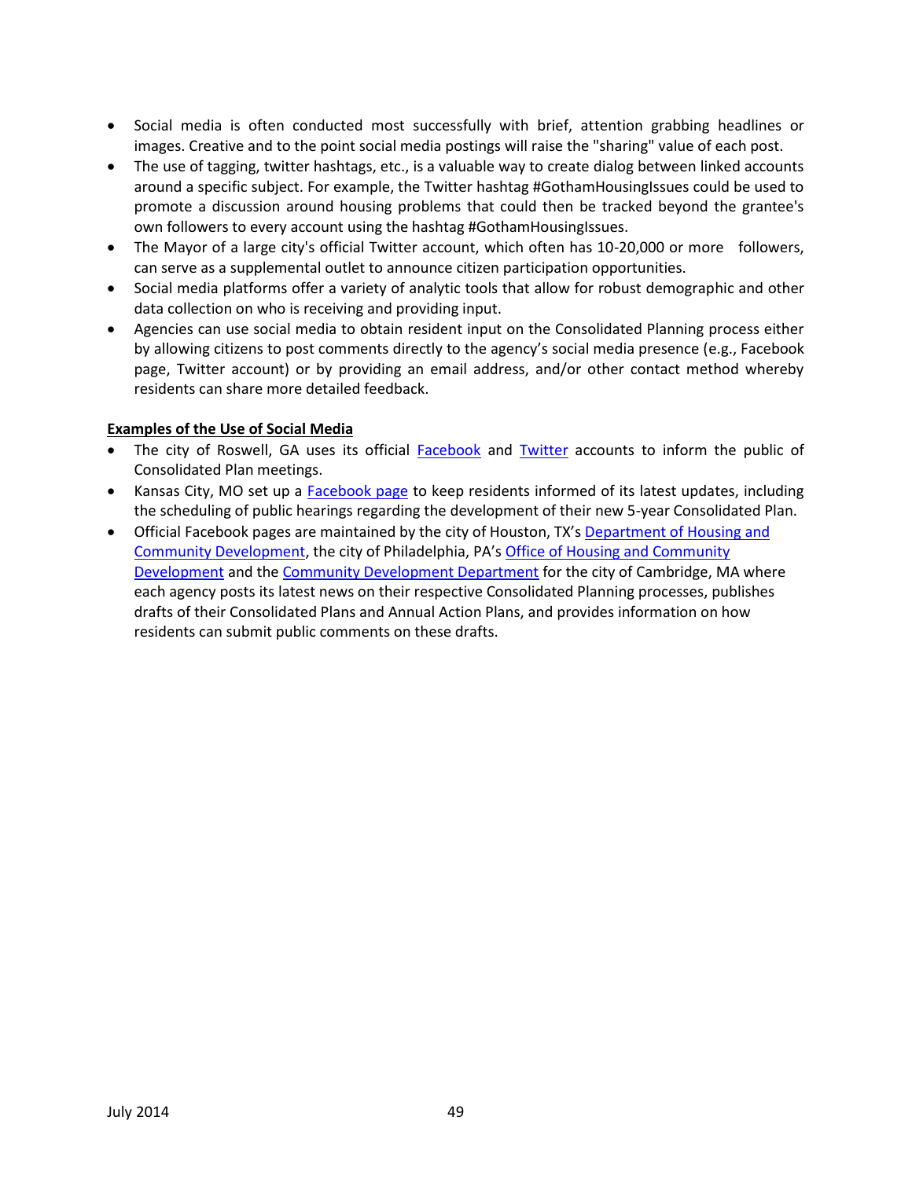- Social media is often conducted most successfully with brief, attention grabbing headlines or images. Creative and to the point social media postings will raise the "sharing" value of each post.
- The use of tagging, twitter hashtags, etc., is a valuable way to create dialog between linked accounts around a specific subject. For example, the Twitter hashtag #GothamHousingIssues could be used to promote a discussion around housing problems that could then be tracked beyond the grantee's own followers to every account using the hashtag #GothamHousingIssues.
- The Mayor of a large city's official Twitter account, which often has 10-20,000 or more followers, can serve as a supplemental outlet to announce citizen participation opportunities.
- Social media platforms offer a variety of analytic tools that allow for robust demographic and other data collection on who is receiving and providing input.
- Agencies can use social media to obtain resident input on the Consolidated Planning process either by allowing citizens to post comments directly to the agency's social media presence (e.g., Facebook page, Twitter account) or by providing an email address, and/or other contact method whereby residents can share more detailed feedback.

**Examples of the Use of Social Media**

- The city of Roswell, GA uses its official Facebook and Twitter accounts to inform the public of Consolidated Plan meetings.
- Kansas City, MO set up a Facebook page to keep residents informed of its latest updates, including the scheduling of public hearings regarding the development of their new 5-year Consolidated Plan.
- Official Facebook pages are maintained by the city of Houston, TX's Department of Housing and Community Development, the city of Philadelphia, PA's Office of Housing and Community Development and the Community Development Department for the city of Cambridge, MA where each agency posts its latest news on their respective Consolidated Planning processes, publishes drafts of their Consolidated Plans and Annual Action Plans, and provides information on how residents can submit public comments on these drafts.